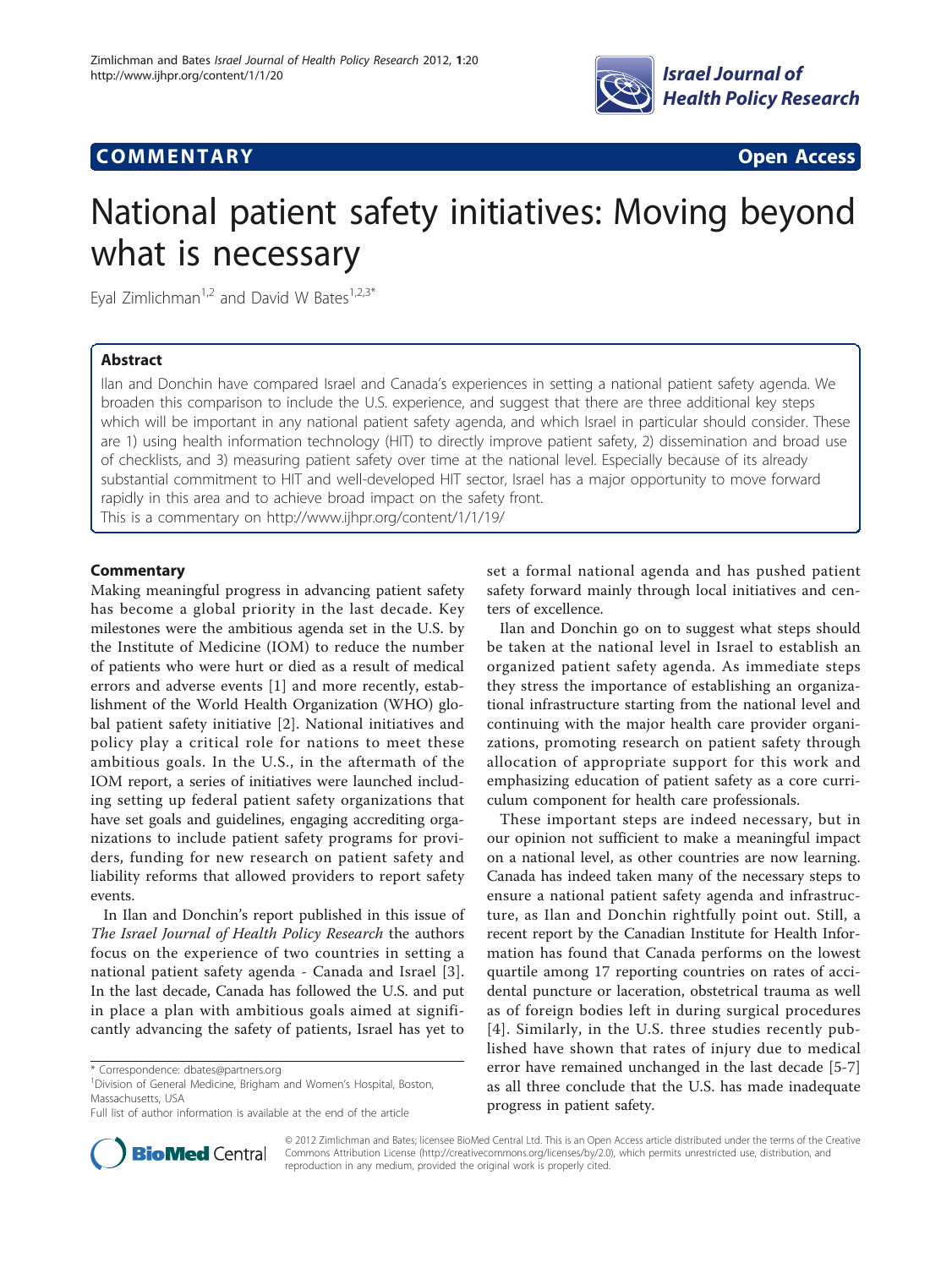**COMMENTARY** **Open Access**

# National patient safety initiatives: Moving beyond what is necessary

Eyal Zimlichman[1,2] and David W Bates[1,2,3*]

## Abstract

Ilan and Donchin have compared Israel and Canada's experiences in setting a national patient safety agenda. We broaden this comparison to include the U.S. experience, and suggest that there are three additional key steps which will be important in any national patient safety agenda, and which Israel in particular should consider. These are 1) using health information technology (HIT) to directly improve patient safety, 2) dissemination and broad use of checklists, and 3) measuring patient safety over time at the national level. Especially because of its already substantial commitment to HIT and well-developed HIT sector, Israel has a major opportunity to move forward rapidly in this area and to achieve broad impact on the safety front.

This is a commentary on http://www.ijhpr.org/content/1/1/19/

## Commentary

Making meaningful progress in advancing patient safety has become a global priority in the last decade. Key milestones were the ambitious agenda set in the U.S. by the Institute of Medicine (IOM) to reduce the number of patients who were hurt or died as a result of medical errors and adverse events [1] and more recently, establishment of the World Health Organization (WHO) global patient safety initiative [2]. National initiatives and policy play a critical role for nations to meet these ambitious goals. In the U.S., in the aftermath of the IOM report, a series of initiatives were launched including setting up federal patient safety organizations that have set goals and guidelines, engaging accrediting organizations to include patient safety programs for providers, funding for new research on patient safety and liability reforms that allowed providers to report safety events.

In Ilan and Donchin's report published in this issue of *The Israel Journal of Health Policy Research* the authors focus on the experience of two countries in setting a national patient safety agenda - Canada and Israel [3]. In the last decade, Canada has followed the U.S. and put in place a plan with ambitious goals aimed at significantly advancing the safety of patients, Israel has yet to set a formal national agenda and has pushed patient safety forward mainly through local initiatives and centers of excellence.

Ilan and Donchin go on to suggest what steps should be taken at the national level in Israel to establish an organized patient safety agenda. As immediate steps they stress the importance of establishing an organizational infrastructure starting from the national level and continuing with the major health care provider organizations, promoting research on patient safety through allocation of appropriate support for this work and emphasizing education of patient safety as a core curriculum component for health care professionals.

These important steps are indeed necessary, but in our opinion not sufficient to make a meaningful impact on a national level, as other countries are now learning. Canada has indeed taken many of the necessary steps to ensure a national patient safety agenda and infrastructure, as Ilan and Donchin rightfully point out. Still, a recent report by the Canadian Institute for Health Information has found that Canada performs on the lowest quartile among 17 reporting countries on rates of accidental puncture or laceration, obstetrical trauma as well as of foreign bodies left in during surgical procedures [4]. Similarly, in the U.S. three studies recently published have shown that rates of injury due to medical error have remained unchanged in the last decade [5-7] as all three conclude that the U.S. has made inadequate progress in patient safety.

\* Correspondence: dbates@partners.org
[1]Division of General Medicine, Brigham and Women's Hospital, Boston, Massachusetts, USA
Full list of author information is available at the end of the article

© 2012 Zimlichman and Bates; licensee BioMed Central Ltd. This is an Open Access article distributed under the terms of the Creative Commons Attribution License (http://creativecommons.org/licenses/by/2.0), which permits unrestricted use, distribution, and reproduction in any medium, provided the original work is properly cited.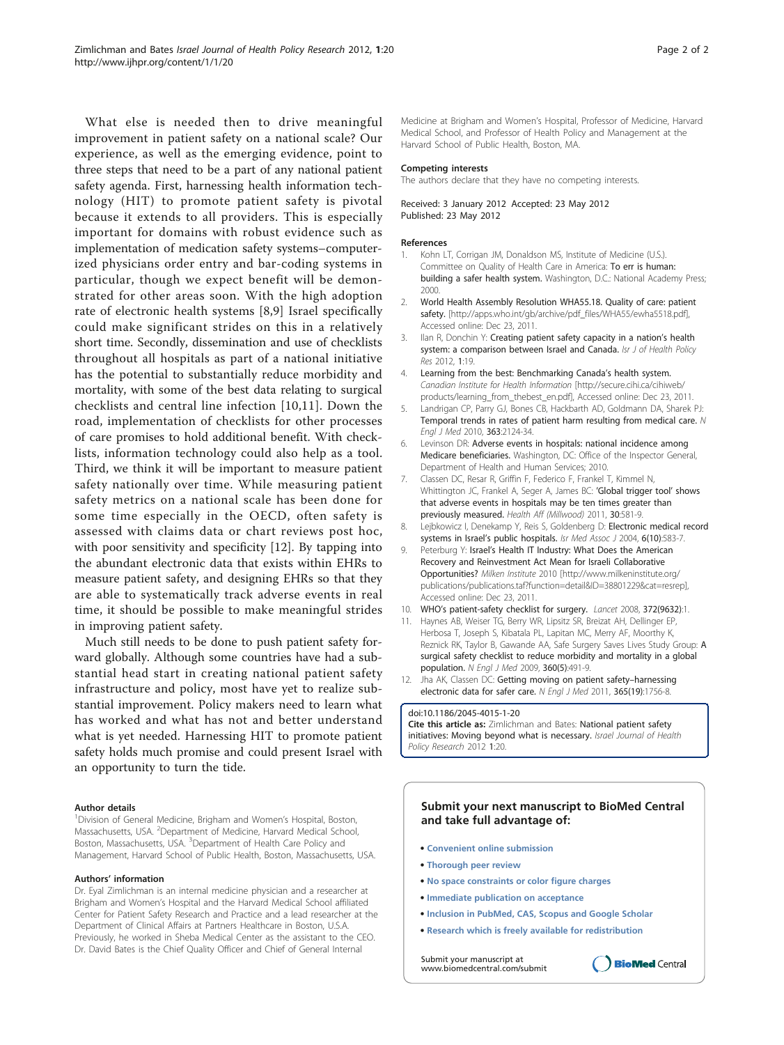What else is needed then to drive meaningful improvement in patient safety on a national scale? Our experience, as well as the emerging evidence, point to three steps that need to be a part of any national patient safety agenda. First, harnessing health information technology (HIT) to promote patient safety is pivotal because it extends to all providers. This is especially important for domains with robust evidence such as implementation of medication safety systems–computerized physicians order entry and bar-coding systems in particular, though we expect benefit will be demonstrated for other areas soon. With the high adoption rate of electronic health systems [8,9] Israel specifically could make significant strides on this in a relatively short time. Secondly, dissemination and use of checklists throughout all hospitals as part of a national initiative has the potential to substantially reduce morbidity and mortality, with some of the best data relating to surgical checklists and central line infection [10,11]. Down the road, implementation of checklists for other processes of care promises to hold additional benefit. With checklists, information technology could also help as a tool. Third, we think it will be important to measure patient safety nationally over time. While measuring patient safety metrics on a national scale has been done for some time especially in the OECD, often safety is assessed with claims data or chart reviews post hoc, with poor sensitivity and specificity [12]. By tapping into the abundant electronic data that exists within EHRs to measure patient safety, and designing EHRs so that they are able to systematically track adverse events in real time, it should be possible to make meaningful strides in improving patient safety.

Much still needs to be done to push patient safety forward globally. Although some countries have had a substantial head start in creating national patient safety infrastructure and policy, most have yet to realize substantial improvement. Policy makers need to learn what has worked and what has not and better understand what is yet needed. Harnessing HIT to promote patient safety holds much promise and could present Israel with an opportunity to turn the tide.

#### Author details

[1]Division of General Medicine, Brigham and Women's Hospital, Boston, Massachusetts, USA. [2]Department of Medicine, Harvard Medical School, Boston, Massachusetts, USA. [3]Department of Health Care Policy and Management, Harvard School of Public Health, Boston, Massachusetts, USA.

#### Authors' information

Dr. Eyal Zimlichman is an internal medicine physician and a researcher at Brigham and Women's Hospital and the Harvard Medical School affiliated Center for Patient Safety Research and Practice and a lead researcher at the Department of Clinical Affairs at Partners Healthcare in Boston, U.S.A. Previously, he worked in Sheba Medical Center as the assistant to the CEO. Dr. David Bates is the Chief Quality Officer and Chief of General Internal Medicine at Brigham and Women's Hospital, Professor of Medicine, Harvard Medical School, and Professor of Health Policy and Management at the Harvard School of Public Health, Boston, MA.

#### Competing interests

The authors declare that they have no competing interests.

Received: 3 January 2012 Accepted: 23 May 2012
Published: 23 May 2012

#### References

1. Kohn LT, Corrigan JM, Donaldson MS, Institute of Medicine (U.S.). Committee on Quality of Health Care in America: **To err is human: building a safer health system.** Washington, D.C.: National Academy Press; 2000.
2. **World Health Assembly Resolution WHA55.18. Quality of care: patient safety.** [http://apps.who.int/gb/archive/pdf_files/WHA55/ewha5518.pdf], Accessed online: Dec 23, 2011.
3. Ilan R, Donchin Y: **Creating patient safety capacity in a nation's health system: a comparison between Israel and Canada.** *Isr J of Health Policy Res* 2012, **1**:19.
4. **Learning from the best: Benchmarking Canada's health system.** *Canadian Institute for Health Information* [http://secure.cihi.ca/cihiweb/products/learning_from_thebest_en.pdf], Accessed online: Dec 23, 2011.
5. Landrigan CP, Parry GJ, Bones CB, Hackbarth AD, Goldmann DA, Sharek PJ: **Temporal trends in rates of patient harm resulting from medical care.** *N Engl J Med* 2010, **363**:2124-34.
6. Levinson DR: **Adverse events in hospitals: national incidence among Medicare beneficiaries.** Washington, DC: Office of the Inspector General, Department of Health and Human Services; 2010.
7. Classen DC, Resar R, Griffin F, Federico F, Frankel T, Kimmel N, Whittington JC, Frankel A, Seger A, James BC: **'Global trigger tool' shows that adverse events in hospitals may be ten times greater than previously measured.** *Health Aff (Millwood)* 2011, **30**:581-9.
8. Lejbkowicz I, Denekamp Y, Reis S, Goldenberg D: **Electronic medical record systems in Israel's public hospitals.** *Isr Med Assoc J* 2004, **6(10)**:583-7.
9. Peterburg Y: **Israel's Health IT Industry: What Does the American Recovery and Reinvestment Act Mean for Israeli Collaborative Opportunities?** *Milken Institute* 2010 [http://www.milkeninstitute.org/publications/publications.taf?function=detail&ID=38801229&cat=resrep], Accessed online: Dec 23, 2011.
10. **WHO's patient-safety checklist for surgery.** *Lancet* 2008, **372(9632)**:1.
11. Haynes AB, Weiser TG, Berry WR, Lipsitz SR, Breizat AH, Dellinger EP, Herbosa T, Joseph S, Kibatala PL, Lapitan MC, Merry AF, Moorthy K, Reznick RK, Taylor B, Gawande AA, Safe Surgery Saves Lives Study Group: **A surgical safety checklist to reduce morbidity and mortality in a global population.** *N Engl J Med* 2009, **360(5)**:491-9.
12. Jha AK, Classen DC: **Getting moving on patient safety–harnessing electronic data for safer care.** *N Engl J Med* 2011, **365(19)**:1756-8.

doi:10.1186/2045-4015-1-20
**Cite this article as:** Zimlichman and Bates: National patient safety initiatives: Moving beyond what is necessary. *Israel Journal of Health Policy Research* 2012 1:20.

**Submit your next manuscript to BioMed Central and take full advantage of:**

- Convenient online submission
- Thorough peer review
- No space constraints or color figure charges
- Immediate publication on acceptance
- Inclusion in PubMed, CAS, Scopus and Google Scholar
- Research which is freely available for redistribution

Submit your manuscript at
www.biomedcentral.com/submit